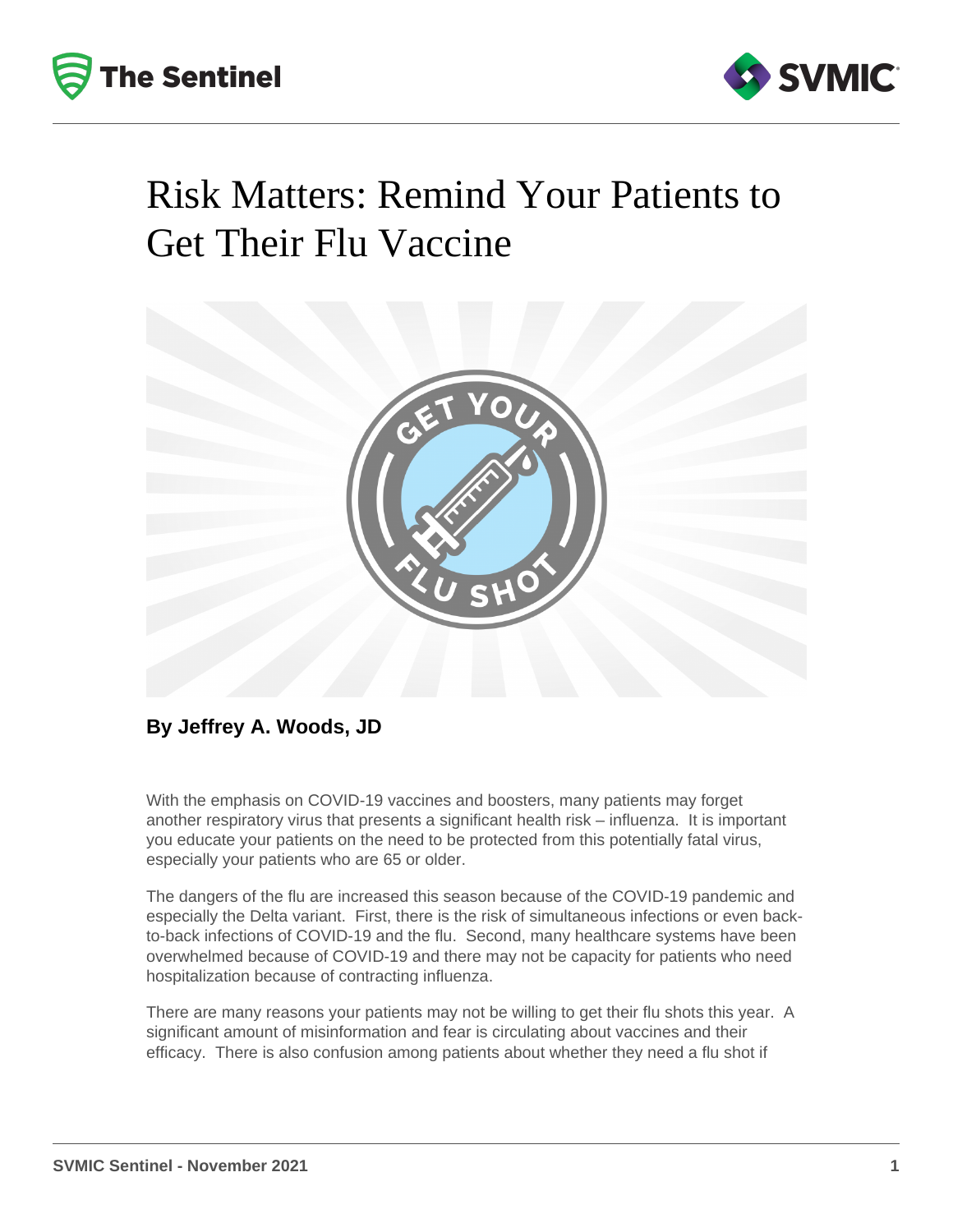# Risk Matters: Remind Your Patients to Get Their Flu Vaccine

**By Jeffrey A. Woods, JD**

With the emphasis on COVID-19 vaccines and boosters, many patients may forget another respiratory virus that presents a significant health risk – influenza. It is important you educate your patients on the need to be protected from this potentially fatal virus, especially your patients who are 65 or older.

The dangers of the flu are increased this season because of the COVID-19 pandemic and especially the Delta variant. First, there is the risk of simultaneous infections or even back-to-back infections of COVID-19 and the flu. Second, many healthcare systems have been overwhelmed because of COVID-19 and there may not be capacity for patients who need hospitalization because of contracting influenza.

There are many reasons your patients may not be willing to get their flu shots this year. A significant amount of misinformation and fear is circulating about vaccines and their efficacy. There is also confusion among patients about whether they need a flu shot if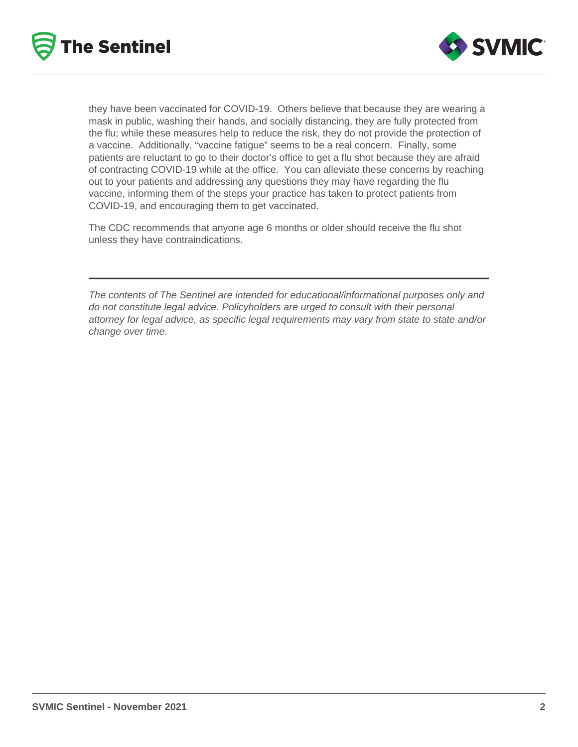they have been vaccinated for COVID-19. Others believe that because they are wearing a mask in public, washing their hands, and socially distancing, they are fully protected from the flu; while these measures help to reduce the risk, they do not provide the protection of a vaccine. Additionally, "vaccine fatigue" seems to be a real concern. Finally, some patients are reluctant to go to their doctor's office to get a flu shot because they are afraid of contracting COVID-19 while at the office. You can alleviate these concerns by reaching out to your patients and addressing any questions they may have regarding the flu vaccine, informing them of the steps your practice has taken to protect patients from COVID-19, and encouraging them to get vaccinated.

The CDC recommends that anyone age 6 months or older should receive the flu shot unless they have contraindications.

---

*The contents of The Sentinel are intended for educational/informational purposes only and do not constitute legal advice. Policyholders are urged to consult with their personal attorney for legal advice, as specific legal requirements may vary from state to state and/or change over time.*